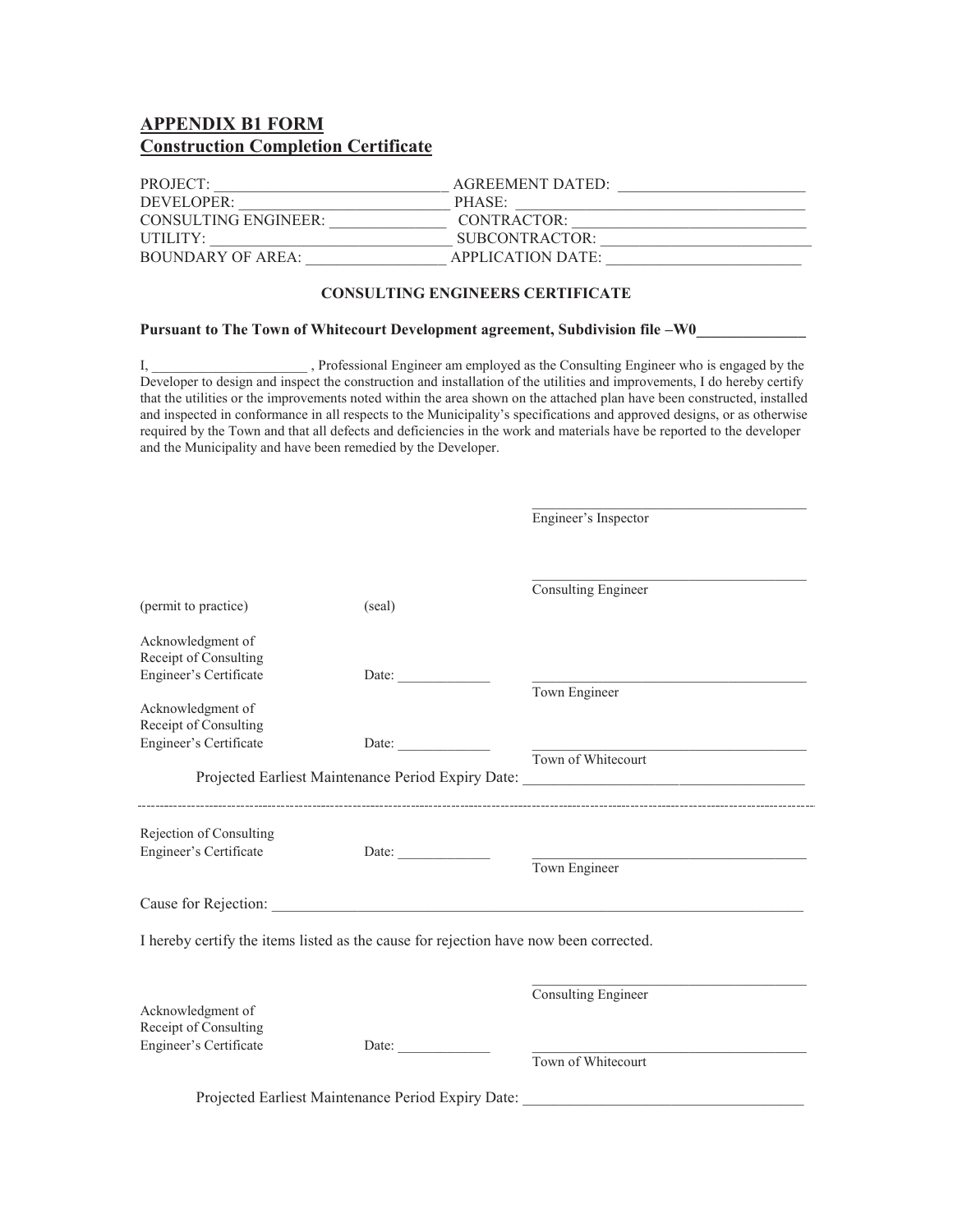## APPENDIX B1 FORM
## Construction Completion Certificate

PROJECT: ______________________________ AGREEMENT DATED: ________________________
DEVELOPER: ___________________________ PHASE: ____________________________________
CONSULTING ENGINEER: ______________ CONTRACTOR: ______________________________
UTILITY: _______________________________ SUBCONTRACTOR: ___________________________
BOUNDARY OF AREA: _________________ APPLICATION DATE: _________________________

### CONSULTING ENGINEERS CERTIFICATE

**Pursuant to The Town of Whitecourt Development agreement, Subdivision file –W0_____________**

I, _____________________ , Professional Engineer am employed as the Consulting Engineer who is engaged by the Developer to design and inspect the construction and installation of the utilities and improvements, I do hereby certify that the utilities or the improvements noted within the area shown on the attached plan have been constructed, installed and inspected in conformance in all respects to the Municipality's specifications and approved designs, or as otherwise required by the Town and that all defects and deficiencies in the work and materials have be reported to the developer and the Municipality and have been remedied by the Developer.

______________________________________
Engineer's Inspector

______________________________________
Consulting Engineer

(permit to practice) (seal)

Acknowledgment of Receipt of Consulting Engineer's Certificate Date: _____________ ______________________________________
Town Engineer

Acknowledgment of Receipt of Consulting Engineer's Certificate Date: _____________ ______________________________________
Town of Whitecourt

Projected Earliest Maintenance Period Expiry Date: _____________________________________

---

Rejection of Consulting Engineer's Certificate Date: _____________ ______________________________________
Town Engineer

Cause for Rejection: ________________________________________________________________________

I hereby certify the items listed as the cause for rejection have now been corrected.

______________________________________
Consulting Engineer

Acknowledgment of Receipt of Consulting Engineer's Certificate Date: _____________ ______________________________________
Town of Whitecourt

Projected Earliest Maintenance Period Expiry Date: _____________________________________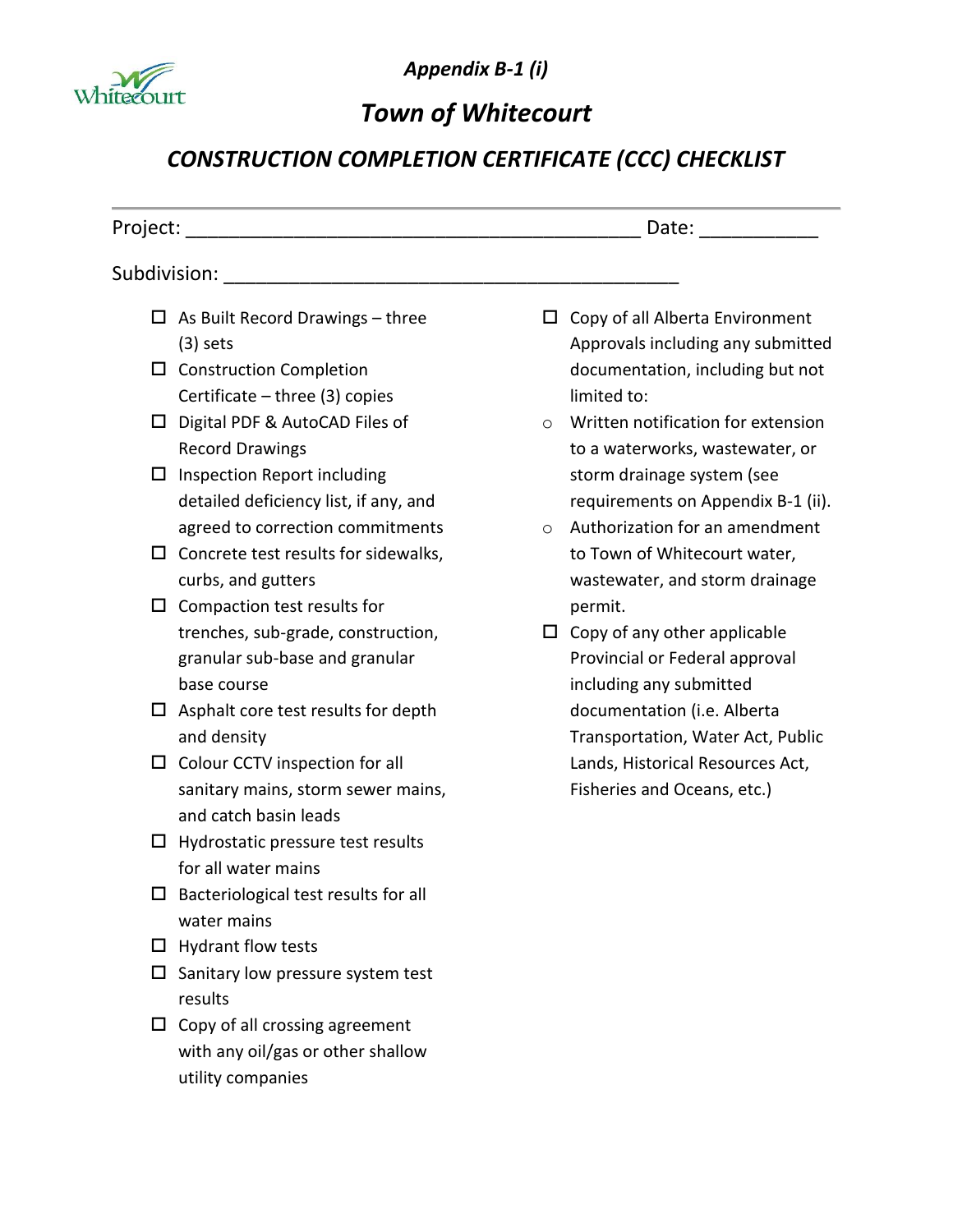*Appendix B-1 (i)*

# *Town of Whitecourt*

## *CONSTRUCTION COMPLETION CERTIFICATE (CCC) CHECKLIST*

---

Project: ________________________________________ Date: ___________

Subdivision: ________________________________________

- ☐ As Built Record Drawings – three (3) sets
- ☐ Construction Completion Certificate – three (3) copies
- ☐ Digital PDF & AutoCAD Files of Record Drawings
- ☐ Inspection Report including detailed deficiency list, if any, and agreed to correction commitments
- ☐ Concrete test results for sidewalks, curbs, and gutters
- ☐ Compaction test results for trenches, sub-grade, construction, granular sub-base and granular base course
- ☐ Asphalt core test results for depth and density
- ☐ Colour CCTV inspection for all sanitary mains, storm sewer mains, and catch basin leads
- ☐ Hydrostatic pressure test results for all water mains
- ☐ Bacteriological test results for all water mains
- ☐ Hydrant flow tests
- ☐ Sanitary low pressure system test results
- ☐ Copy of all crossing agreement with any oil/gas or other shallow utility companies
- ☐ Copy of all Alberta Environment Approvals including any submitted documentation, including but not limited to:
  - Written notification for extension to a waterworks, wastewater, or storm drainage system (see requirements on Appendix B-1 (ii).
  - Authorization for an amendment to Town of Whitecourt water, wastewater, and storm drainage permit.
- ☐ Copy of any other applicable Provincial or Federal approval including any submitted documentation (i.e. Alberta Transportation, Water Act, Public Lands, Historical Resources Act, Fisheries and Oceans, etc.)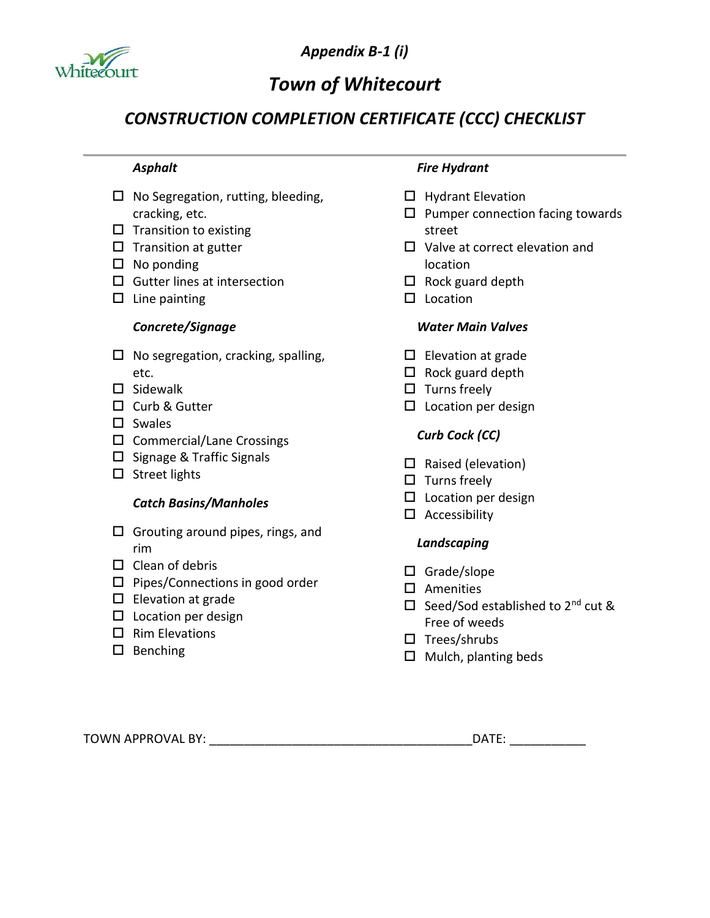*Appendix B-1 (i)*

# *Town of Whitecourt*

## *CONSTRUCTION COMPLETION CERTIFICATE (CCC) CHECKLIST*

---

### ***Asphalt***

- ☐ No Segregation, rutting, bleeding, cracking, etc.
- ☐ Transition to existing
- ☐ Transition at gutter
- ☐ No ponding
- ☐ Gutter lines at intersection
- ☐ Line painting

### ***Concrete/Signage***

- ☐ No segregation, cracking, spalling, etc.
- ☐ Sidewalk
- ☐ Curb & Gutter
- ☐ Swales
- ☐ Commercial/Lane Crossings
- ☐ Signage & Traffic Signals
- ☐ Street lights

### ***Catch Basins/Manholes***

- ☐ Grouting around pipes, rings, and rim
- ☐ Clean of debris
- ☐ Pipes/Connections in good order
- ☐ Elevation at grade
- ☐ Location per design
- ☐ Rim Elevations
- ☐ Benching

### ***Fire Hydrant***

- ☐ Hydrant Elevation
- ☐ Pumper connection facing towards street
- ☐ Valve at correct elevation and location
- ☐ Rock guard depth
- ☐ Location

### ***Water Main Valves***

- ☐ Elevation at grade
- ☐ Rock guard depth
- ☐ Turns freely
- ☐ Location per design

### ***Curb Cock (CC)***

- ☐ Raised (elevation)
- ☐ Turns freely
- ☐ Location per design
- ☐ Accessibility

### ***Landscaping***

- ☐ Grade/slope
- ☐ Amenities
- ☐ Seed/Sod established to 2nd cut & Free of weeds
- ☐ Trees/shrubs
- ☐ Mulch, planting beds

TOWN APPROVAL BY: _____________________________________DATE: ___________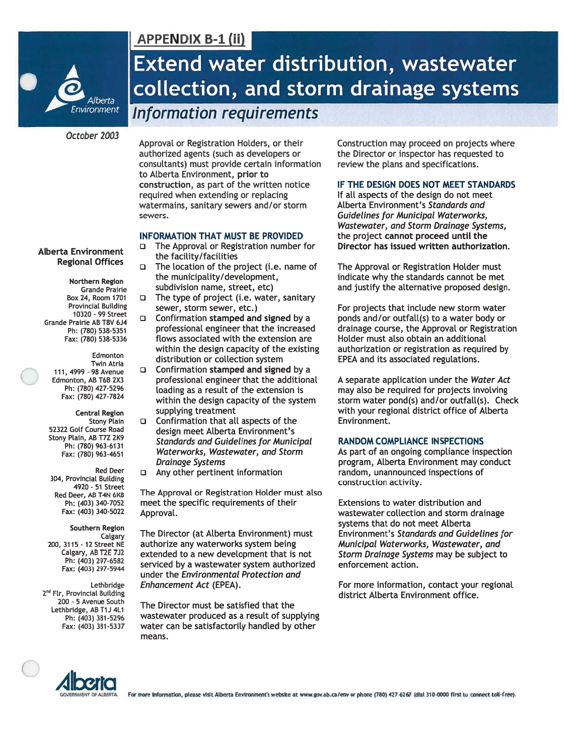## APPENDIX B-1 (ii)

# Extend water distribution, wastewater collection, and storm drainage systems

## *Information requirements*

*October 2003*

Approval or Registration Holders, or their authorized agents (such as developers or consultants) must provide certain information to Alberta Environment, **prior to construction**, as part of the written notice required when extending or replacing watermains, sanitary sewers and/or storm sewers.

### INFORMATION THAT MUST BE PROVIDED

- The Approval or Registration number for the facility/facilities
- The location of the project (i.e. name of the municipality/development, subdivision name, street, etc)
- The type of project (i.e. water, sanitary sewer, storm sewer, etc.)
- Confirmation **stamped and signed** by a professional engineer that the increased flows associated with the extension are within the design capacity of the existing distribution or collection system
- Confirmation **stamped and signed** by a professional engineer that the additional loading as a result of the extension is within the design capacity of the system supplying treatment
- Confirmation that all aspects of the design meet Alberta Environment's *Standards and Guidelines for Municipal Waterworks, Wastewater, and Storm Drainage Systems*
- Any other pertinent information

The Approval or Registration Holder must also meet the specific requirements of their Approval.

The Director (at Alberta Environment) must authorize any waterworks system being extended to a new development that is not serviced by a wastewater system authorized under the *Environmental Protection and Enhancement Act* (EPEA).

The Director must be satisfied that the wastewater produced as a result of supplying water can be satisfactorily handled by other means.

Construction may proceed on projects where the Director or inspector has requested to review the plans and specifications.

### IF THE DESIGN DOES NOT MEET STANDARDS

If all aspects of the design do not meet Alberta Environment's *Standards and Guidelines for Municipal Waterworks, Wastewater, and Storm Drainage Systems*, the project **cannot proceed until the Director has issued written authorization.**

The Approval or Registration Holder must indicate why the standards cannot be met and justify the alternative proposed design.

For projects that include new storm water ponds and/or outfall(s) to a water body or drainage course, the Approval or Registration Holder must also obtain an additional authorization or registration as required by EPEA and its associated regulations.

A separate application under the *Water Act* may also be required for projects involving storm water pond(s) and/or outfall(s). Check with your regional district office of Alberta Environment.

### RANDOM COMPLIANCE INSPECTIONS

As part of an ongoing compliance inspection program, Alberta Environment may conduct random, unannounced inspections of construction activity.

Extensions to water distribution and wastewater collection and storm drainage systems that do not meet Alberta Environment's *Standards and Guidelines for Municipal Waterworks, Wastewater, and Storm Drainage Systems* may be subject to enforcement action.

For more information, contact your regional district Alberta Environment office.

### Alberta Environment Regional Offices

**Northern Region**
Grande Prairie
Box 24, Room 1701
Provincial Building
10320 - 99 Street
Grande Prairie AB T8V 6J4
Ph: (780) 538-5351
Fax: (780) 538-5336

Edmonton
Twin Atria
111, 4999 - 98 Avenue
Edmonton, AB T6B 2X3
Ph: (780) 427-5296
Fax: (780) 427-7824

**Central Region**
Stony Plain
52322 Golf Course Road
Stony Plain, AB T7Z 2K9
Ph: (780) 963-6131
Fax: (780) 963-4651

Red Deer
304, Provincial Building
4920 - 51 Street
Red Deer, AB T4N 6K8
Ph: (403) 340-7052
Fax: (403) 340-5022

**Southern Region**
Calgary
200, 3115 - 12 Street NE
Calgary, AB T2E 7J2
Ph: (403) 297-6582
Fax: (403) 297-5944

Lethbridge
2nd Flr, Provincial Building
200 - 5 Avenue South
Lethbridge, AB T1J 4L1
Ph: (403) 381-5296
Fax: (403) 381-5337

For more information, please visit Alberta Environment's website at www.gov.ab.ca/env or phone (780) 427-6267 (dial 310-0000 first to connect toll-free).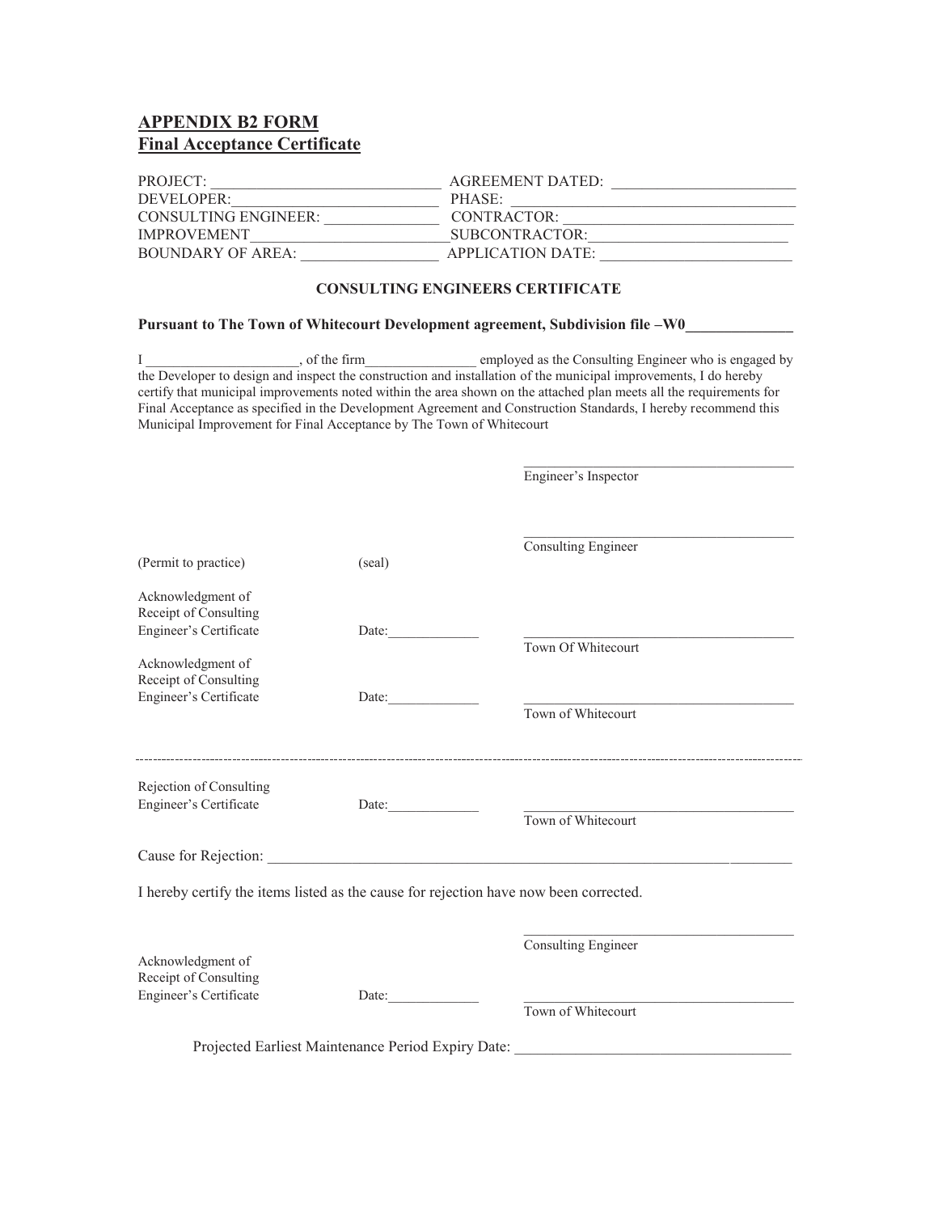## APPENDIX B2 FORM
## Final Acceptance Certificate

PROJECT: ______________________________ AGREEMENT DATED: ________________________
DEVELOPER:__________________________ PHASE: ______________________________
CONSULTING ENGINEER: ______________ CONTRACTOR: ______________________________
IMPROVEMENT__________________________SUBCONTRACTOR:__________________________
BOUNDARY OF AREA: _________________ APPLICATION DATE: ________________________

### CONSULTING ENGINEERS CERTIFICATE

**Pursuant to The Town of Whitecourt Development agreement, Subdivision file –W0_____________**

I _____________________, of the firm_______________ employed as the Consulting Engineer who is engaged by the Developer to design and inspect the construction and installation of the municipal improvements, I do hereby certify that municipal improvements noted within the area shown on the attached plan meets all the requirements for Final Acceptance as specified in the Development Agreement and Construction Standards, I hereby recommend this Municipal Improvement for Final Acceptance by The Town of Whitecourt

_______________________________________
Engineer's Inspector

_______________________________________
Consulting Engineer

(Permit to practice) (seal)

Acknowledgment of Receipt of Consulting Engineer's Certificate Date:_____________ _______________________________________
Town Of Whitecourt

Acknowledgment of Receipt of Consulting Engineer's Certificate Date:_____________ _______________________________________
Town of Whitecourt

---

Rejection of Consulting Engineer's Certificate Date:_____________ _______________________________________
Town of Whitecourt

Cause for Rejection: ___________________________________________________________________________

I hereby certify the items listed as the cause for rejection have now been corrected.

_______________________________________
Consulting Engineer

Acknowledgment of Receipt of Consulting Engineer's Certificate Date:_____________ _______________________________________
Town of Whitecourt

Projected Earliest Maintenance Period Expiry Date: ____________________________________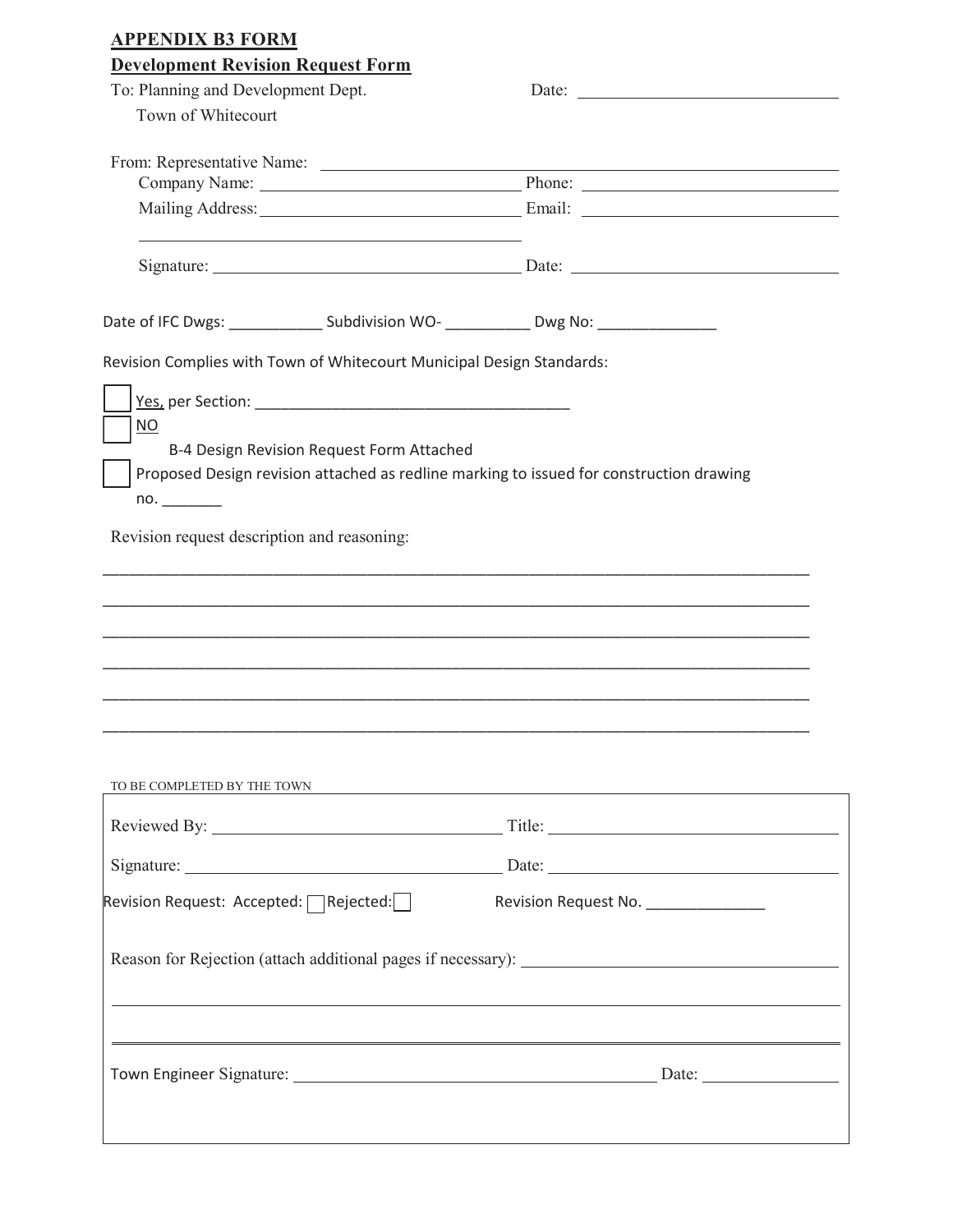**APPENDIX B3 FORM**

**Development Revision Request Form**

To: Planning and Development Dept.
Town of Whitecourt

Date: ______________________________

From: Representative Name: ______________________________________________

Company Name: ______________________________ Phone: ______________________________

Mailing Address: ______________________________ Email: ______________________________

______________________________________________

Signature: ______________________________ Date: ______________________________

Date of IFC Dwgs: ___________ Subdivision WO- __________ Dwg No: ______________

Revision Complies with Town of Whitecourt Municipal Design Standards:

☐ Yes, per Section: _____________________________________

☐ NO

B-4 Design Revision Request Form Attached

☐ Proposed Design revision attached as redline marking to issued for construction drawing no. _______

Revision request description and reasoning:

______________________________________________________________________________

______________________________________________________________________________

______________________________________________________________________________

______________________________________________________________________________

______________________________________________________________________________

______________________________________________________________________________

TO BE COMPLETED BY THE TOWN

Reviewed By: ______________________________ Title: ______________________________

Signature: ______________________________ Date: ______________________________

Revision Request: Accepted: ☐ Rejected: ☐ Revision Request No. ______________

Reason for Rejection (attach additional pages if necessary): ______________________________

______________________________________________________________________________

______________________________________________________________________________

Town Engineer Signature: ________________________________________ Date: ______________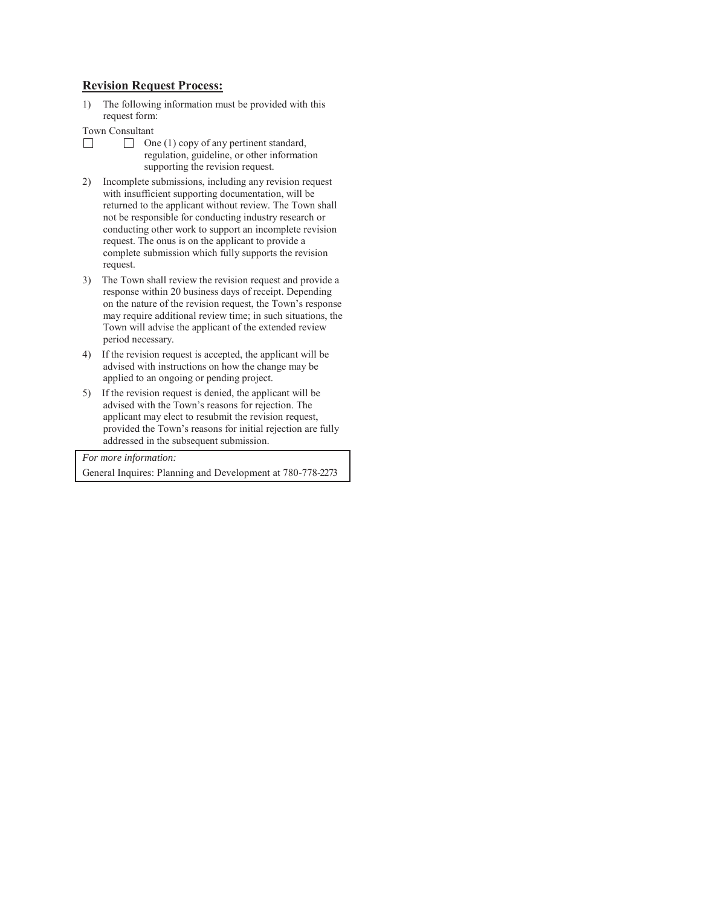## Revision Request Process:

1) The following information must be provided with this request form:

Town Consultant

☐ ☐ One (1) copy of any pertinent standard, regulation, guideline, or other information supporting the revision request.

2) Incomplete submissions, including any revision request with insufficient supporting documentation, will be returned to the applicant without review. The Town shall not be responsible for conducting industry research or conducting other work to support an incomplete revision request. The onus is on the applicant to provide a complete submission which fully supports the revision request.

3) The Town shall review the revision request and provide a response within 20 business days of receipt. Depending on the nature of the revision request, the Town's response may require additional review time; in such situations, the Town will advise the applicant of the extended review period necessary.

4) If the revision request is accepted, the applicant will be advised with instructions on how the change may be applied to an ongoing or pending project.

5) If the revision request is denied, the applicant will be advised with the Town's reasons for rejection. The applicant may elect to resubmit the revision request, provided the Town's reasons for initial rejection are fully addressed in the subsequent submission.

*For more information:*

General Inquires: Planning and Development at 780-778-2273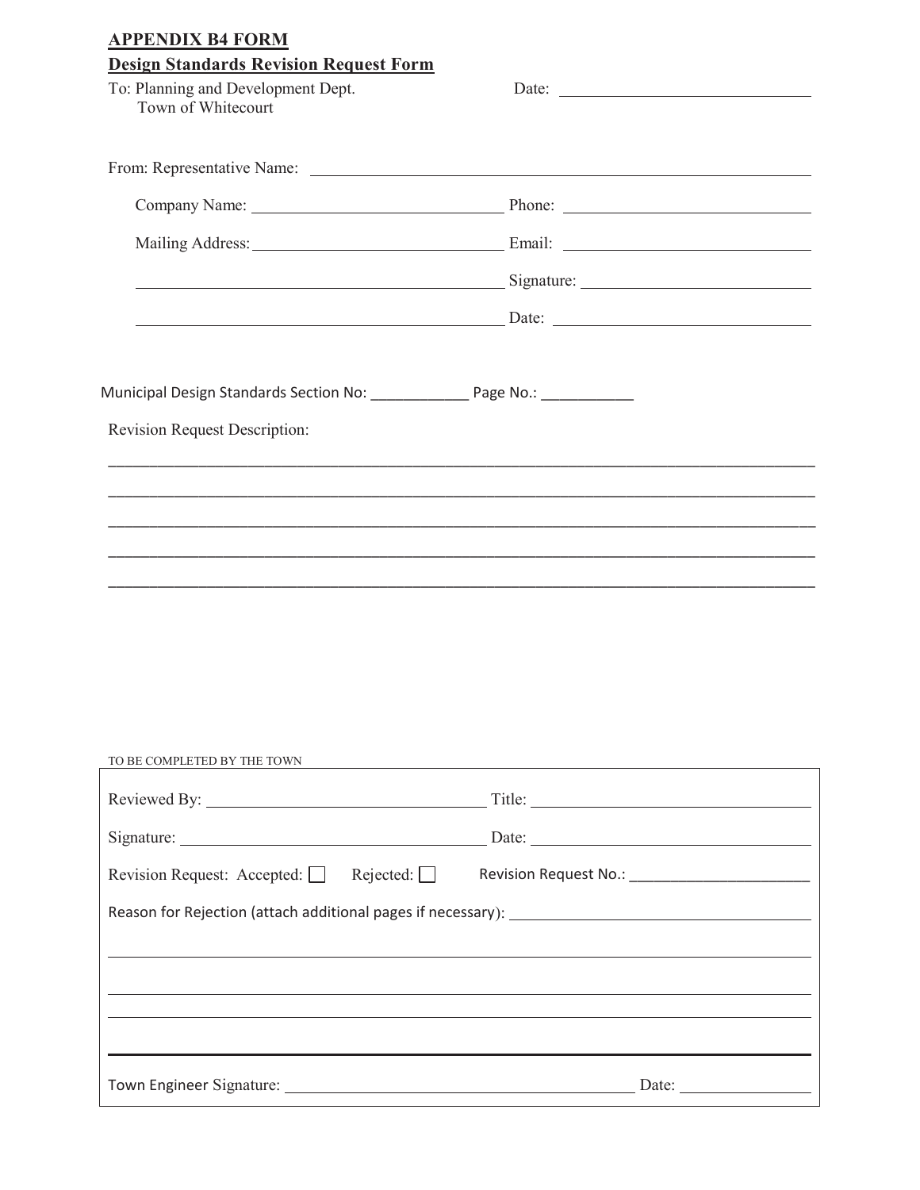**APPENDIX B4 FORM**

**Design Standards Revision Request Form**

To: Planning and Development Dept.
Town of Whitecourt

Date: ______________________________

From: Representative Name: ______________________________________________________________

Company Name: ______________________________ Phone: ______________________________

Mailing Address: ______________________________ Email: ______________________________

____________________________________________ Signature: ___________________________

____________________________________________ Date: ______________________________

Municipal Design Standards Section No: ____________ Page No.: ___________

Revision Request Description:

_______________________________________________________________________________________

_______________________________________________________________________________________

_______________________________________________________________________________________

_______________________________________________________________________________________

_______________________________________________________________________________________

TO BE COMPLETED BY THE TOWN

Reviewed By: __________________________________ Title: __________________________________

Signature: ____________________________________ Date: __________________________________

Revision Request: Accepted: ☐ Rejected: ☐ Revision Request No.: ______________________

Reason for Rejection (attach additional pages if necessary): ____________________________________

_______________________________________________________________________________________

_______________________________________________________________________________________

_______________________________________________________________________________________

_______________________________________________________________________________________

Town Engineer Signature: ____________________________________________ Date: ________________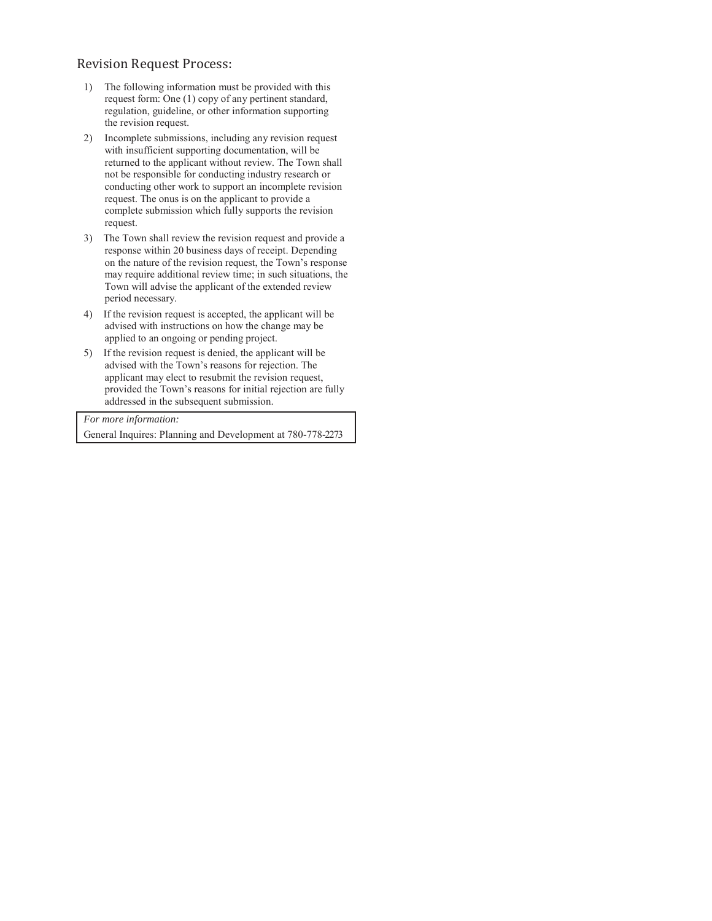## Revision Request Process:

1) The following information must be provided with this request form: One (1) copy of any pertinent standard, regulation, guideline, or other information supporting the revision request.
2) Incomplete submissions, including any revision request with insufficient supporting documentation, will be returned to the applicant without review. The Town shall not be responsible for conducting industry research or conducting other work to support an incomplete revision request. The onus is on the applicant to provide a complete submission which fully supports the revision request.
3) The Town shall review the revision request and provide a response within 20 business days of receipt. Depending on the nature of the revision request, the Town's response may require additional review time; in such situations, the Town will advise the applicant of the extended review period necessary.
4) If the revision request is accepted, the applicant will be advised with instructions on how the change may be applied to an ongoing or pending project.
5) If the revision request is denied, the applicant will be advised with the Town's reasons for rejection. The applicant may elect to resubmit the revision request, provided the Town's reasons for initial rejection are fully addressed in the subsequent submission.

| |
|---|
| *For more information:* |
| General Inquires: Planning and Development at 780-778-2273 |